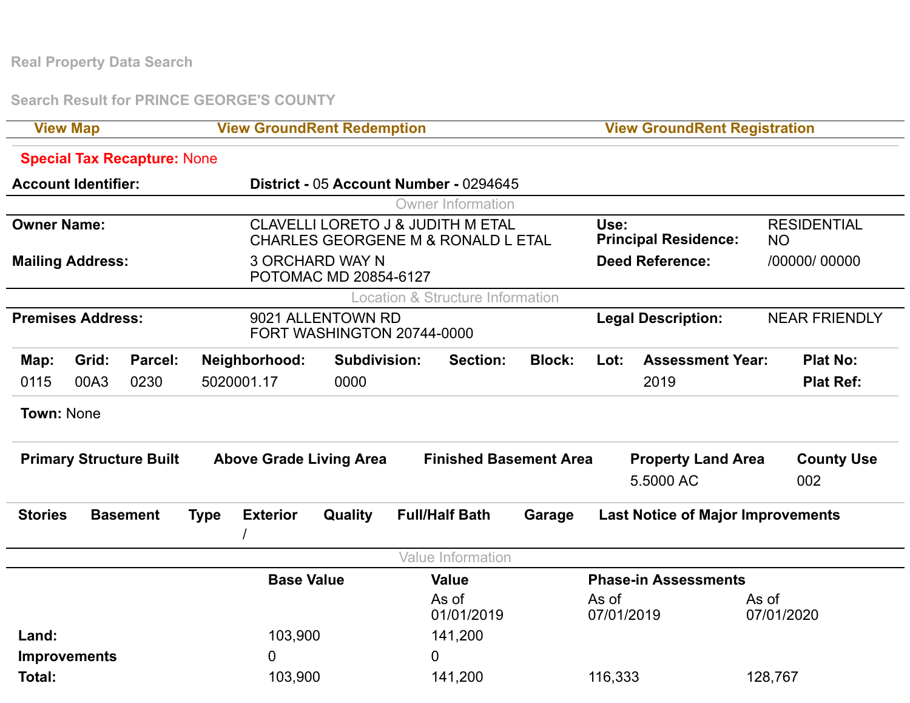Real Property Data Search

Search Result for PRINCE GEORGE'S COUNTY

| View Map | View GroundRent Redemption | View GroundRent Registration |
|---|---|---|

**Special Tax Recapture:** None

**Account Identifier:** **District -** 05 **Account Number -** 0294645

### Owner Information

| | | | |
|---|---|---|---|
| **Owner Name:** | CLAVELLI LORETO J & JUDITH M ETAL<br>CHARLES GEORGENE M & RONALD L ETAL | **Use:**<br>**Principal Residence:** | RESIDENTIAL<br>NO |
| **Mailing Address:** | 3 ORCHARD WAY N<br>POTOMAC MD 20854-6127 | **Deed Reference:** | /00000/ 00000 |

### Location & Structure Information

| | | | |
|---|---|---|---|
| **Premises Address:** | 9021 ALLENTOWN RD<br>FORT WASHINGTON 20744-0000 | **Legal Description:** | NEAR FRIENDLY |

| Map: | Grid: | Parcel: | Neighborhood: | Subdivision: | Section: | Block: | Lot: | Assessment Year: | Plat No: |
|---|---|---|---|---|---|---|---|---|---|
| 0115 | 00A3 | 0230 | 5020001.17 | 0000 | | | | 2019 | Plat Ref: |

**Town:** None

| Primary Structure Built | Above Grade Living Area | Finished Basement Area | Property Land Area | County Use |
|---|---|---|---|---|
| | | | 5.5000 AC | 002 |

| Stories | Basement | Type | Exterior | Quality | Full/Half Bath | Garage | Last Notice of Major Improvements |
|---|---|---|---|---|---|---|---|
| | | | / | | | | |

### Value Information

| | Base Value | Value | Phase-in Assessments | |
|---|---|---|---|---|
| | | As of<br>01/01/2019 | As of<br>07/01/2019 | As of<br>07/01/2020 |
| **Land:** | 103,900 | 141,200 | | |
| **Improvements** | 0 | 0 | | |
| **Total:** | 103,900 | 141,200 | 116,333 | 128,767 |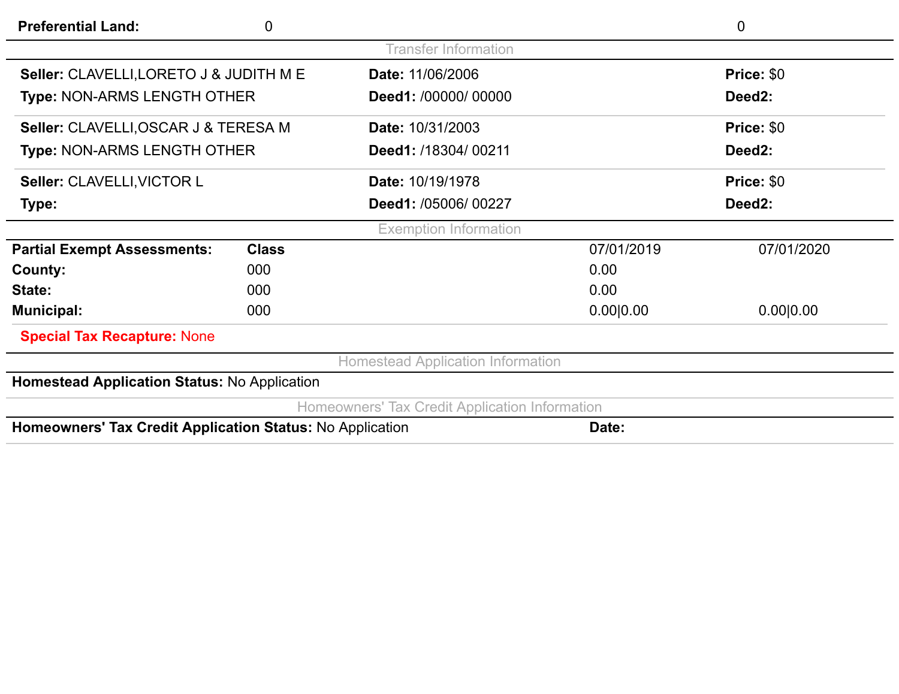| | | |
|---|---|---|
| **Preferential Land:** | 0 | 0 |

## Transfer Information

| | | |
|---|---|---|
| **Seller:** CLAVELLI,LORETO J & JUDITH M E | **Date:** 11/06/2006 | **Price:** $0 |
| **Type:** NON-ARMS LENGTH OTHER | **Deed1:** /00000/ 00000 | **Deed2:** |
| **Seller:** CLAVELLI,OSCAR J & TERESA M | **Date:** 10/31/2003 | **Price:** $0 |
| **Type:** NON-ARMS LENGTH OTHER | **Deed1:** /18304/ 00211 | **Deed2:** |
| **Seller:** CLAVELLI,VICTOR L | **Date:** 10/19/1978 | **Price:** $0 |
| **Type:** | **Deed1:** /05006/ 00227 | **Deed2:** |

## Exemption Information

| **Partial Exempt Assessments:** | **Class** | 07/01/2019 | 07/01/2020 |
|---|---|---|---|
| **County:** | 000 | 0.00 | |
| **State:** | 000 | 0.00 | |
| **Municipal:** | 000 | 0.00\|0.00 | 0.00\|0.00 |

**Special Tax Recapture:** None

## Homestead Application Information

**Homestead Application Status:** No Application

## Homeowners' Tax Credit Application Information

**Homeowners' Tax Credit Application Status:** No Application **Date:**